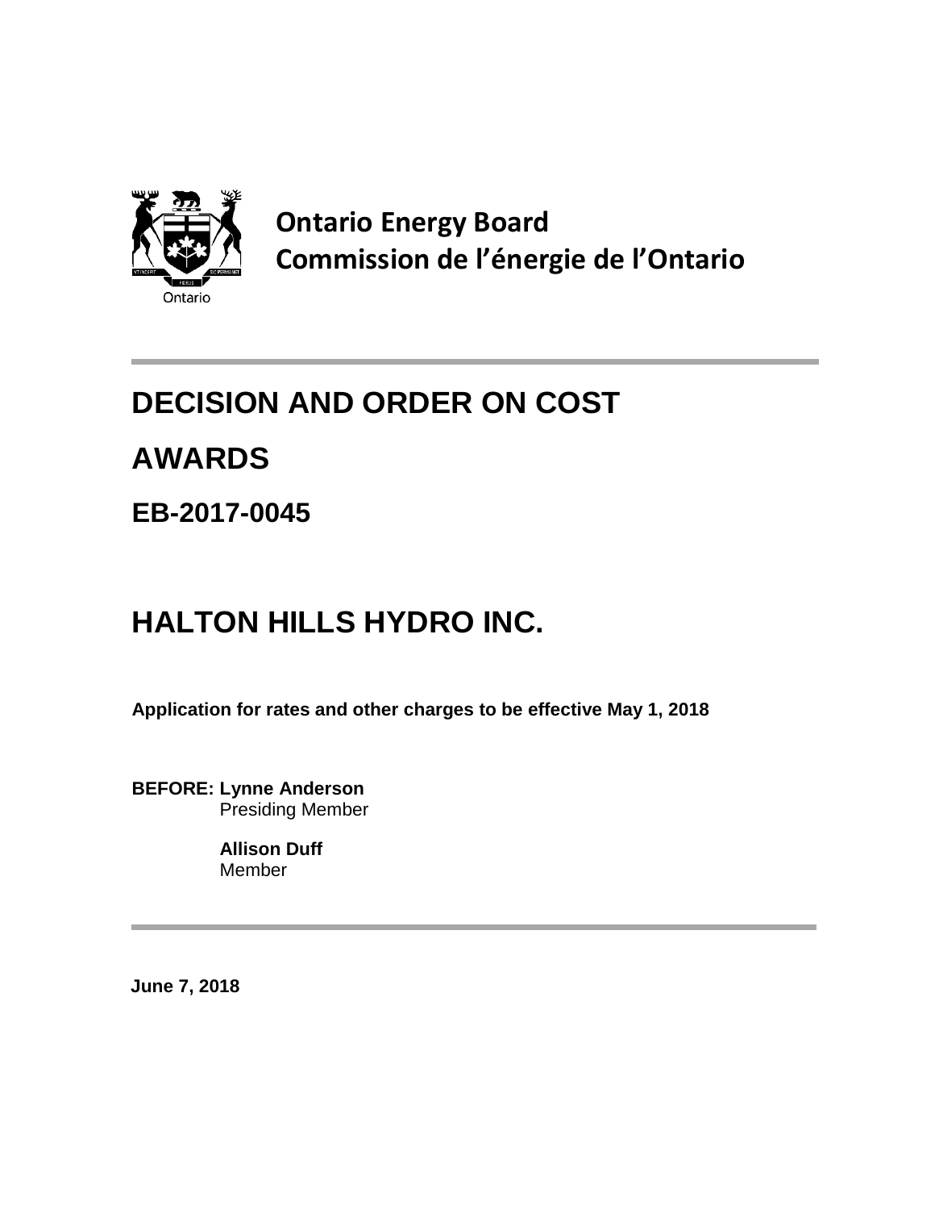**Ontario Energy Board**
**Commission de l'énergie de l'Ontario**

# DECISION AND ORDER ON COST AWARDS

## EB-2017-0045

# HALTON HILLS HYDRO INC.

**Application for rates and other charges to be effective May 1, 2018**

**BEFORE: Lynne Anderson**
Presiding Member

**Allison Duff**
Member

**June 7, 2018**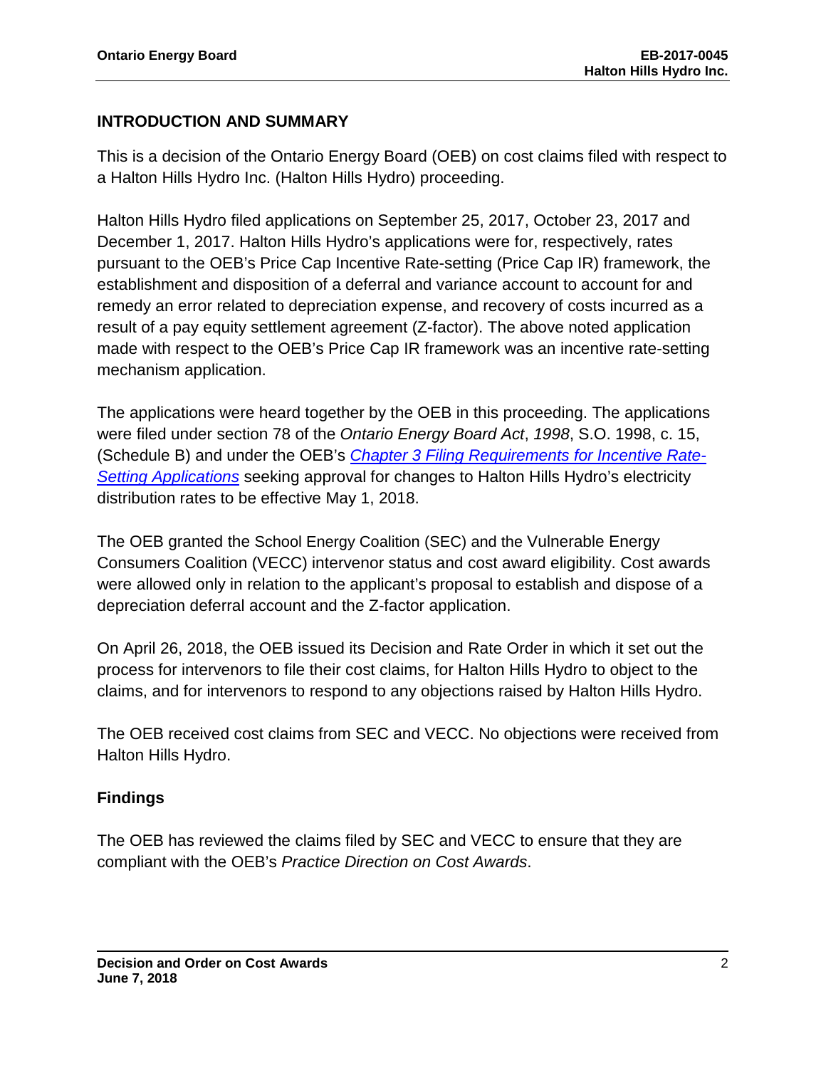## INTRODUCTION AND SUMMARY

This is a decision of the Ontario Energy Board (OEB) on cost claims filed with respect to a Halton Hills Hydro Inc. (Halton Hills Hydro) proceeding.

Halton Hills Hydro filed applications on September 25, 2017, October 23, 2017 and December 1, 2017. Halton Hills Hydro's applications were for, respectively, rates pursuant to the OEB's Price Cap Incentive Rate-setting (Price Cap IR) framework, the establishment and disposition of a deferral and variance account to account for and remedy an error related to depreciation expense, and recovery of costs incurred as a result of a pay equity settlement agreement (Z-factor). The above noted application made with respect to the OEB's Price Cap IR framework was an incentive rate-setting mechanism application.

The applications were heard together by the OEB in this proceeding. The applications were filed under section 78 of the *Ontario Energy Board Act*, *1998*, S.O. 1998, c. 15, (Schedule B) and under the OEB's *Chapter 3 Filing Requirements for Incentive Rate-Setting Applications* seeking approval for changes to Halton Hills Hydro's electricity distribution rates to be effective May 1, 2018.

The OEB granted the School Energy Coalition (SEC) and the Vulnerable Energy Consumers Coalition (VECC) intervenor status and cost award eligibility. Cost awards were allowed only in relation to the applicant's proposal to establish and dispose of a depreciation deferral account and the Z-factor application.

On April 26, 2018, the OEB issued its Decision and Rate Order in which it set out the process for intervenors to file their cost claims, for Halton Hills Hydro to object to the claims, and for intervenors to respond to any objections raised by Halton Hills Hydro.

The OEB received cost claims from SEC and VECC. No objections were received from Halton Hills Hydro.

## Findings

The OEB has reviewed the claims filed by SEC and VECC to ensure that they are compliant with the OEB's *Practice Direction on Cost Awards*.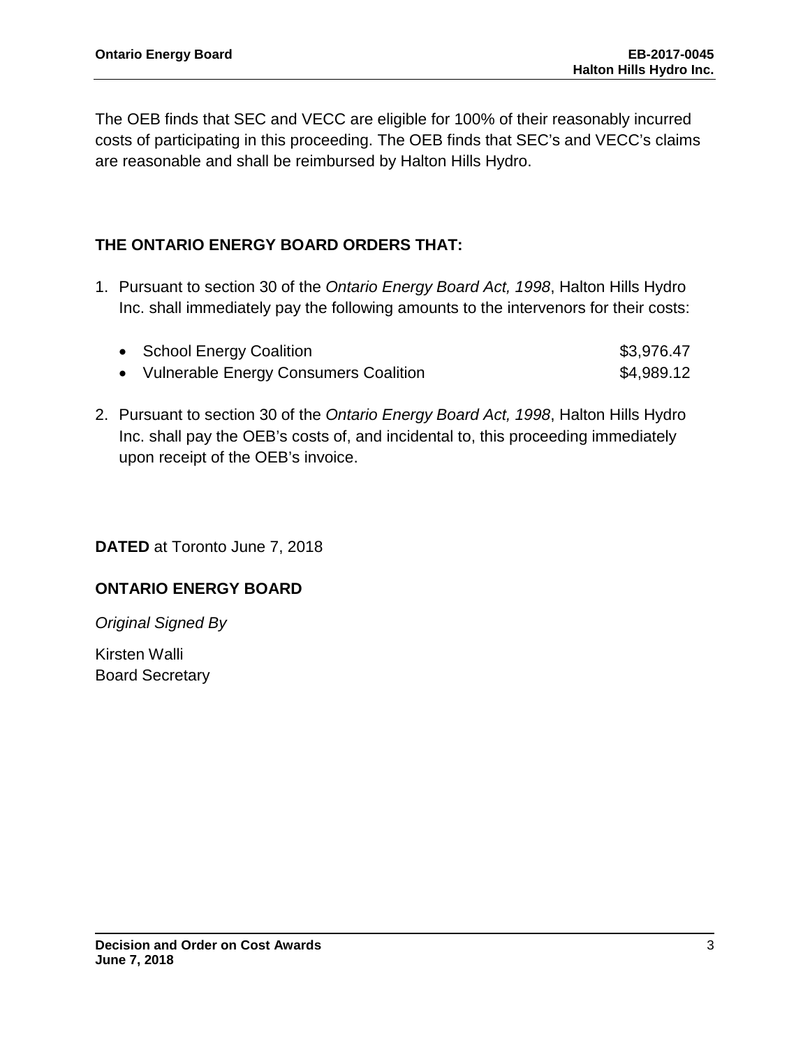The OEB finds that SEC and VECC are eligible for 100% of their reasonably incurred costs of participating in this proceeding. The OEB finds that SEC's and VECC's claims are reasonable and shall be reimbursed by Halton Hills Hydro.

## THE ONTARIO ENERGY BOARD ORDERS THAT:

1. Pursuant to section 30 of the *Ontario Energy Board Act, 1998*, Halton Hills Hydro Inc. shall immediately pay the following amounts to the intervenors for their costs:

   - School Energy Coalition $3,976.47
   - Vulnerable Energy Consumers Coalition $4,989.12

2. Pursuant to section 30 of the *Ontario Energy Board Act, 1998*, Halton Hills Hydro Inc. shall pay the OEB's costs of, and incidental to, this proceeding immediately upon receipt of the OEB's invoice.

**DATED** at Toronto June 7, 2018

**ONTARIO ENERGY BOARD**

*Original Signed By*

Kirsten Walli
Board Secretary